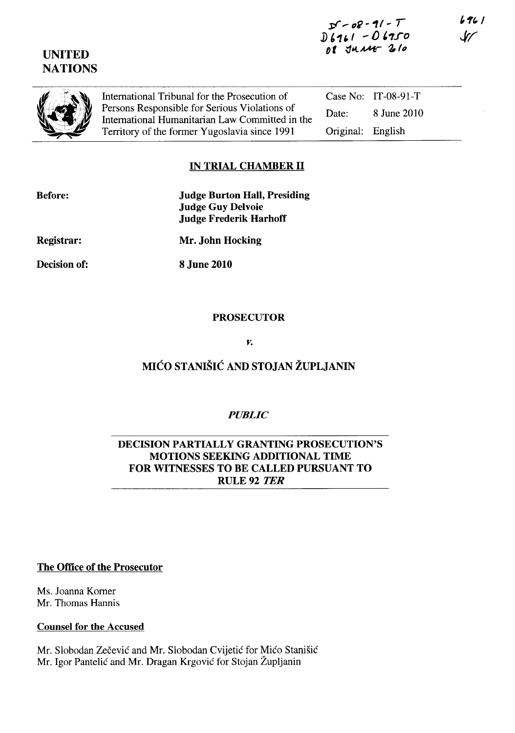IT-08-91-T
D6961 - D6950
08 JUNE 2010

6961

**UNITED NATIONS**

International Tribunal for the Prosecution of Persons Responsible for Serious Violations of International Humanitarian Law Committed in the Territory of the former Yugoslavia since 1991

Case No: IT-08-91-T

Date: 8 June 2010

Original: English

## IN TRIAL CHAMBER II

**Before:** **Judge Burton Hall, Presiding**
**Judge Guy Delvoie**
**Judge Frederik Harhoff**

**Registrar:** **Mr. John Hocking**

**Decision of:** **8 June 2010**

**PROSECUTOR**

*v.*

**MIĆO STANIŠIĆ AND STOJAN ŽUPLJANIN**

*PUBLIC*

**DECISION PARTIALLY GRANTING PROSECUTION'S MOTIONS SEEKING ADDITIONAL TIME FOR WITNESSES TO BE CALLED PURSUANT TO RULE 92 *TER***

**The Office of the Prosecutor**

Ms. Joanna Korner
Mr. Thomas Hannis

**Counsel for the Accused**

Mr. Slobodan Zečević and Mr. Slobodan Cvijetić for Mićo Stanišić
Mr. Igor Pantelić and Mr. Dragan Krgović for Stojan Župljanin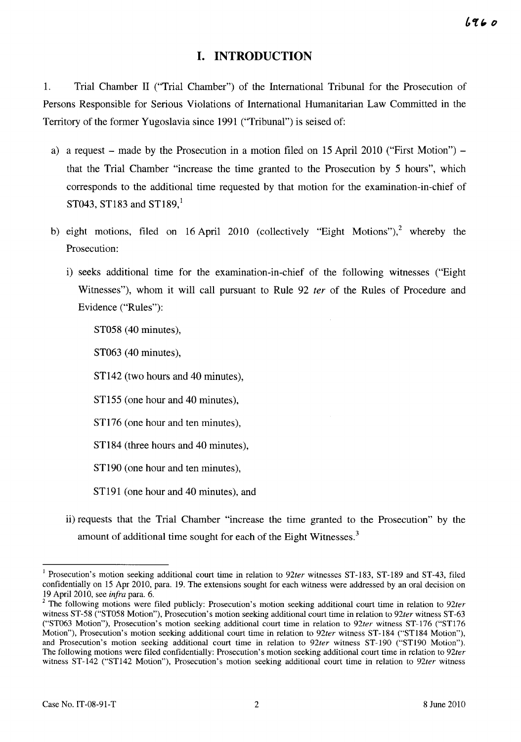# I. INTRODUCTION

1. Trial Chamber II ("Trial Chamber") of the International Tribunal for the Prosecution of Persons Responsible for Serious Violations of International Humanitarian Law Committed in the Territory of the former Yugoslavia since 1991 ("Tribunal") is seised of:

a) a request – made by the Prosecution in a motion filed on 15 April 2010 ("First Motion") – that the Trial Chamber "increase the time granted to the Prosecution by 5 hours", which corresponds to the additional time requested by that motion for the examination-in-chief of ST043, ST183 and ST189,[1]

b) eight motions, filed on 16 April 2010 (collectively "Eight Motions"),[2] whereby the Prosecution:

i) seeks additional time for the examination-in-chief of the following witnesses ("Eight Witnesses"), whom it will call pursuant to Rule 92 *ter* of the Rules of Procedure and Evidence ("Rules"):

ST058 (40 minutes),

ST063 (40 minutes),

ST142 (two hours and 40 minutes),

ST155 (one hour and 40 minutes),

ST176 (one hour and ten minutes),

ST184 (three hours and 40 minutes),

ST190 (one hour and ten minutes),

ST191 (one hour and 40 minutes), and

ii) requests that the Trial Chamber "increase the time granted to the Prosecution" by the amount of additional time sought for each of the Eight Witnesses.[3]

---

[1] Prosecution's motion seeking additional court time in relation to 92*ter* witnesses ST-183, ST-189 and ST-43, filed confidentially on 15 Apr 2010, para. 19. The extensions sought for each witness were addressed by an oral decision on 19 April 2010, see *infra* para. 6.

[2] The following motions were filed publicly: Prosecution's motion seeking additional court time in relation to 92*ter* witness ST-58 ("ST058 Motion"), Prosecution's motion seeking additional court time in relation to 92*ter* witness ST-63 ("ST063 Motion"), Prosecution's motion seeking additional court time in relation to 92*ter* witness ST-176 ("ST176 Motion"), Prosecution's motion seeking additional court time in relation to 92*ter* witness ST-184 ("ST184 Motion"), and Prosecution's motion seeking additional court time in relation to 92*ter* witness ST-190 ("ST190 Motion"). The following motions were filed confidentially: Prosecution's motion seeking additional court time in relation to 92*ter* witness ST-142 ("ST142 Motion"), Prosecution's motion seeking additional court time in relation to 92*ter* witness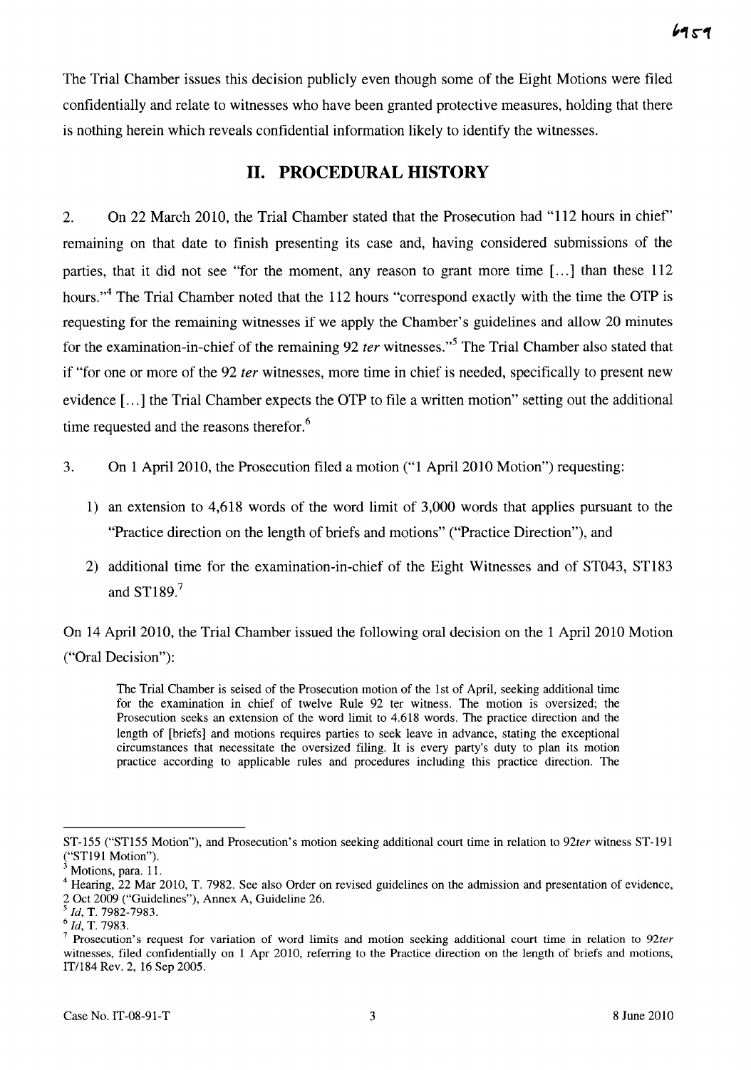The Trial Chamber issues this decision publicly even though some of the Eight Motions were filed confidentially and relate to witnesses who have been granted protective measures, holding that there is nothing herein which reveals confidential information likely to identify the witnesses.

## II. PROCEDURAL HISTORY

2. On 22 March 2010, the Trial Chamber stated that the Prosecution had "112 hours in chief" remaining on that date to finish presenting its case and, having considered submissions of the parties, that it did not see "for the moment, any reason to grant more time [...] than these 112 hours."[4] The Trial Chamber noted that the 112 hours "correspond exactly with the time the OTP is requesting for the remaining witnesses if we apply the Chamber's guidelines and allow 20 minutes for the examination-in-chief of the remaining 92 *ter* witnesses."[5] The Trial Chamber also stated that if "for one or more of the 92 *ter* witnesses, more time in chief is needed, specifically to present new evidence [...] the Trial Chamber expects the OTP to file a written motion" setting out the additional time requested and the reasons therefor.[6]

3. On 1 April 2010, the Prosecution filed a motion ("1 April 2010 Motion") requesting:

1) an extension to 4,618 words of the word limit of 3,000 words that applies pursuant to the "Practice direction on the length of briefs and motions" ("Practice Direction"), and
2) additional time for the examination-in-chief of the Eight Witnesses and of ST043, ST183 and ST189.[7]

On 14 April 2010, the Trial Chamber issued the following oral decision on the 1 April 2010 Motion ("Oral Decision"):

> The Trial Chamber is seised of the Prosecution motion of the 1st of April, seeking additional time for the examination in chief of twelve Rule 92 ter witness. The motion is oversized; the Prosecution seeks an extension of the word limit to 4.618 words. The practice direction and the length of [briefs] and motions requires parties to seek leave in advance, stating the exceptional circumstances that necessitate the oversized filing. It is every party's duty to plan its motion practice according to applicable rules and procedures including this practice direction. The

---

ST-155 ("ST155 Motion"), and Prosecution's motion seeking additional court time in relation to 92*ter* witness ST-191 ("ST191 Motion").

[3] Motions, para. 11.

[4] Hearing, 22 Mar 2010, T. 7982. See also Order on revised guidelines on the admission and presentation of evidence, 2 Oct 2009 ("Guidelines"), Annex A, Guideline 26.

[5] *Id*, T. 7982-7983.

[6] *Id*, T. 7983.

[7] Prosecution's request for variation of word limits and motion seeking additional court time in relation to 92*ter* witnesses, filed confidentially on 1 Apr 2010, referring to the Practice direction on the length of briefs and motions, IT/184 Rev. 2, 16 Sep 2005.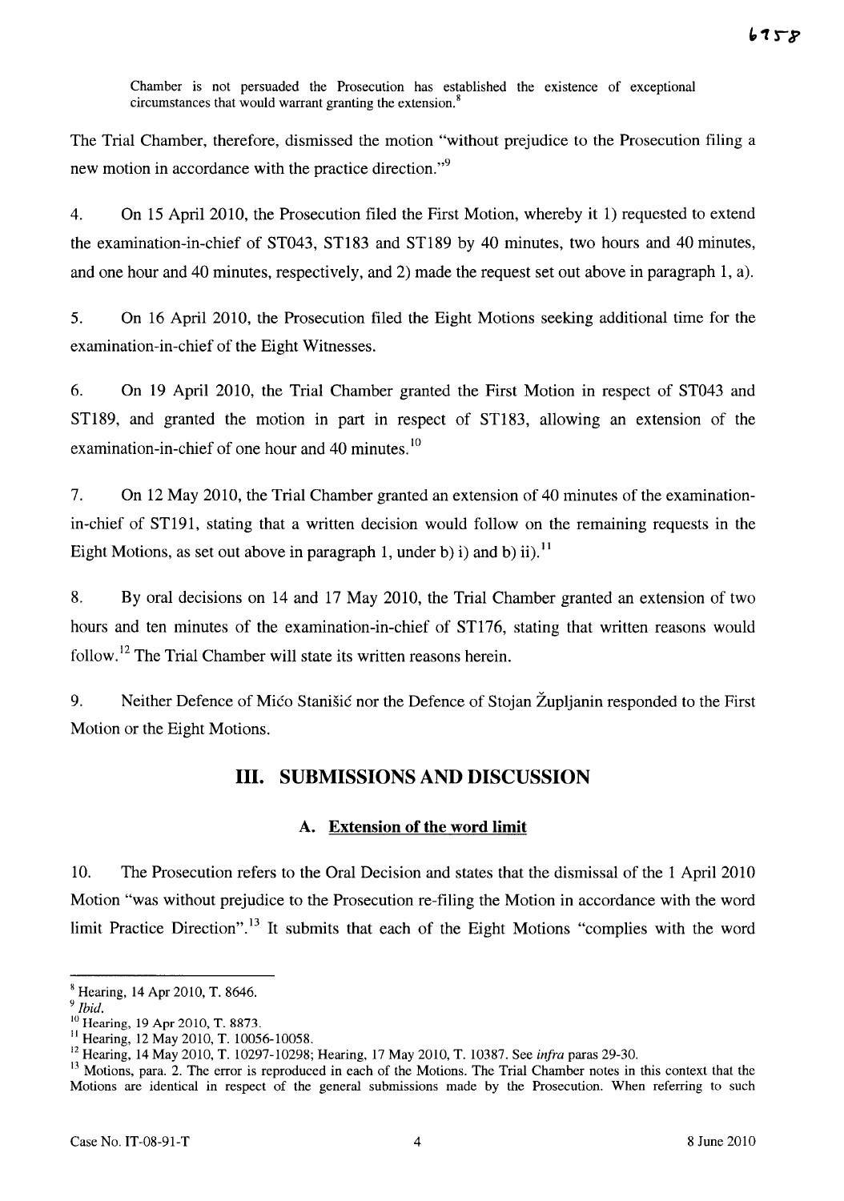Chamber is not persuaded the Prosecution has established the existence of exceptional circumstances that would warrant granting the extension.[8]

The Trial Chamber, therefore, dismissed the motion "without prejudice to the Prosecution filing a new motion in accordance with the practice direction."[9]

4. On 15 April 2010, the Prosecution filed the First Motion, whereby it 1) requested to extend the examination-in-chief of ST043, ST183 and ST189 by 40 minutes, two hours and 40 minutes, and one hour and 40 minutes, respectively, and 2) made the request set out above in paragraph 1, a).

5. On 16 April 2010, the Prosecution filed the Eight Motions seeking additional time for the examination-in-chief of the Eight Witnesses.

6. On 19 April 2010, the Trial Chamber granted the First Motion in respect of ST043 and ST189, and granted the motion in part in respect of ST183, allowing an extension of the examination-in-chief of one hour and 40 minutes.[10]

7. On 12 May 2010, the Trial Chamber granted an extension of 40 minutes of the examination-in-chief of ST191, stating that a written decision would follow on the remaining requests in the Eight Motions, as set out above in paragraph 1, under b) i) and b) ii).[11]

8. By oral decisions on 14 and 17 May 2010, the Trial Chamber granted an extension of two hours and ten minutes of the examination-in-chief of ST176, stating that written reasons would follow.[12] The Trial Chamber will state its written reasons herein.

9. Neither Defence of Mićo Stanišić nor the Defence of Stojan Župljanin responded to the First Motion or the Eight Motions.

## III. SUBMISSIONS AND DISCUSSION

### A. Extension of the word limit

10. The Prosecution refers to the Oral Decision and states that the dismissal of the 1 April 2010 Motion "was without prejudice to the Prosecution re-filing the Motion in accordance with the word limit Practice Direction".[13] It submits that each of the Eight Motions "complies with the word

---

[8] Hearing, 14 Apr 2010, T. 8646.

[9] *Ibid.*

[10] Hearing, 19 Apr 2010, T. 8873.

[11] Hearing, 12 May 2010, T. 10056-10058.

[12] Hearing, 14 May 2010, T. 10297-10298; Hearing, 17 May 2010, T. 10387. See *infra* paras 29-30.

[13] Motions, para. 2. The error is reproduced in each of the Motions. The Trial Chamber notes in this context that the Motions are identical in respect of the general submissions made by the Prosecution. When referring to such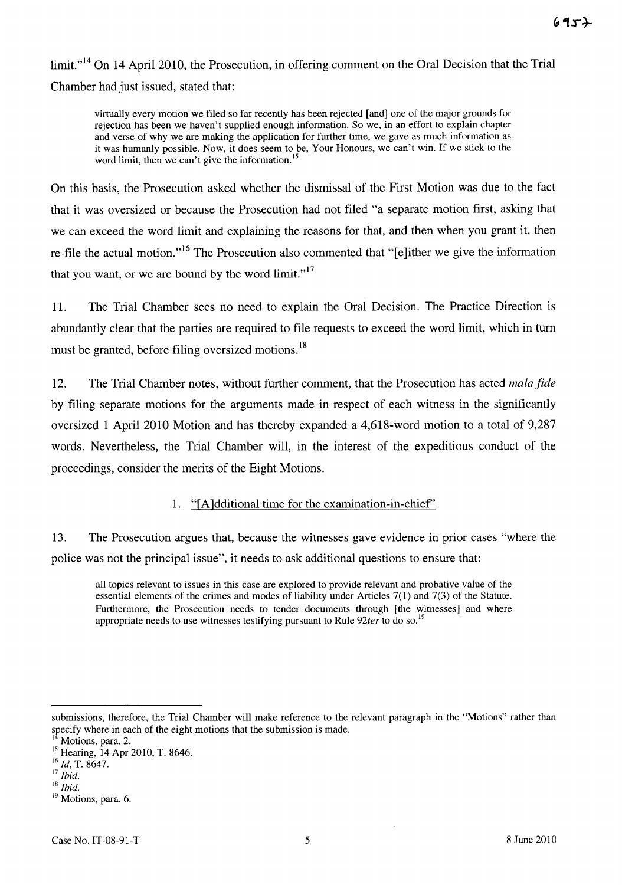limit."[14] On 14 April 2010, the Prosecution, in offering comment on the Oral Decision that the Trial Chamber had just issued, stated that:

> virtually every motion we filed so far recently has been rejected [and] one of the major grounds for rejection has been we haven't supplied enough information. So we, in an effort to explain chapter and verse of why we are making the application for further time, we gave as much information as it was humanly possible. Now, it does seem to be, Your Honours, we can't win. If we stick to the word limit, then we can't give the information.[15]

On this basis, the Prosecution asked whether the dismissal of the First Motion was due to the fact that it was oversized or because the Prosecution had not filed "a separate motion first, asking that we can exceed the word limit and explaining the reasons for that, and then when you grant it, then re-file the actual motion."[16] The Prosecution also commented that "[e]ither we give the information that you want, or we are bound by the word limit."[17]

11. The Trial Chamber sees no need to explain the Oral Decision. The Practice Direction is abundantly clear that the parties are required to file requests to exceed the word limit, which in turn must be granted, before filing oversized motions.[18]

12. The Trial Chamber notes, without further comment, that the Prosecution has acted *mala fide* by filing separate motions for the arguments made in respect of each witness in the significantly oversized 1 April 2010 Motion and has thereby expanded a 4,618-word motion to a total of 9,287 words. Nevertheless, the Trial Chamber will, in the interest of the expeditious conduct of the proceedings, consider the merits of the Eight Motions.

### 1. "[A]dditional time for the examination-in-chief"

13. The Prosecution argues that, because the witnesses gave evidence in prior cases "where the police was not the principal issue", it needs to ask additional questions to ensure that:

> all topics relevant to issues in this case are explored to provide relevant and probative value of the essential elements of the crimes and modes of liability under Articles 7(1) and 7(3) of the Statute. Furthermore, the Prosecution needs to tender documents through [the witnesses] and where appropriate needs to use witnesses testifying pursuant to Rule 92*ter* to do so.[19]

---

submissions, therefore, the Trial Chamber will make reference to the relevant paragraph in the "Motions" rather than specify where in each of the eight motions that the submission is made.

[14] Motions, para. 2.

[15] Hearing, 14 Apr 2010, T. 8646.

[16] *Id*, T. 8647.

[17] *Ibid*.

[18] *Ibid*.

[19] Motions, para. 6.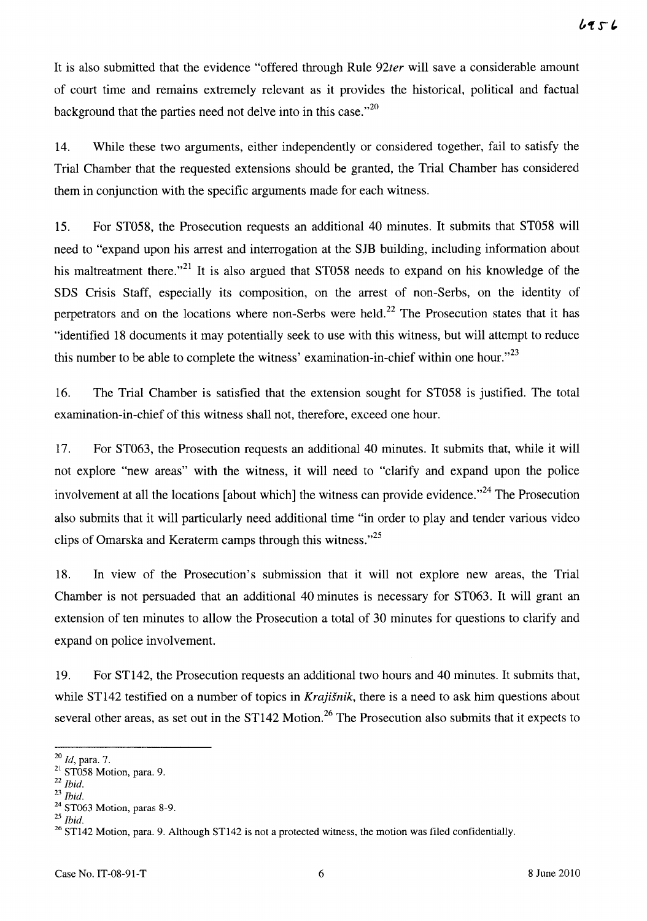It is also submitted that the evidence "offered through Rule 92*ter* will save a considerable amount of court time and remains extremely relevant as it provides the historical, political and factual background that the parties need not delve into in this case."[20]

14. While these two arguments, either independently or considered together, fail to satisfy the Trial Chamber that the requested extensions should be granted, the Trial Chamber has considered them in conjunction with the specific arguments made for each witness.

15. For ST058, the Prosecution requests an additional 40 minutes. It submits that ST058 will need to "expand upon his arrest and interrogation at the SJB building, including information about his maltreatment there."[21] It is also argued that ST058 needs to expand on his knowledge of the SDS Crisis Staff, especially its composition, on the arrest of non-Serbs, on the identity of perpetrators and on the locations where non-Serbs were held.[22] The Prosecution states that it has "identified 18 documents it may potentially seek to use with this witness, but will attempt to reduce this number to be able to complete the witness' examination-in-chief within one hour."[23]

16. The Trial Chamber is satisfied that the extension sought for ST058 is justified. The total examination-in-chief of this witness shall not, therefore, exceed one hour.

17. For ST063, the Prosecution requests an additional 40 minutes. It submits that, while it will not explore "new areas" with the witness, it will need to "clarify and expand upon the police involvement at all the locations [about which] the witness can provide evidence."[24] The Prosecution also submits that it will particularly need additional time "in order to play and tender various video clips of Omarska and Keraterm camps through this witness."[25]

18. In view of the Prosecution's submission that it will not explore new areas, the Trial Chamber is not persuaded that an additional 40 minutes is necessary for ST063. It will grant an extension of ten minutes to allow the Prosecution a total of 30 minutes for questions to clarify and expand on police involvement.

19. For ST142, the Prosecution requests an additional two hours and 40 minutes. It submits that, while ST142 testified on a number of topics in *Krajišnik*, there is a need to ask him questions about several other areas, as set out in the ST142 Motion.[26] The Prosecution also submits that it expects to

---

[20] *Id*, para. 7.

[21] ST058 Motion, para. 9.

[22] *Ibid.*

[23] *Ibid.*

[24] ST063 Motion, paras 8-9.

[25] *Ibid.*

[26] ST142 Motion, para. 9. Although ST142 is not a protected witness, the motion was filed confidentially.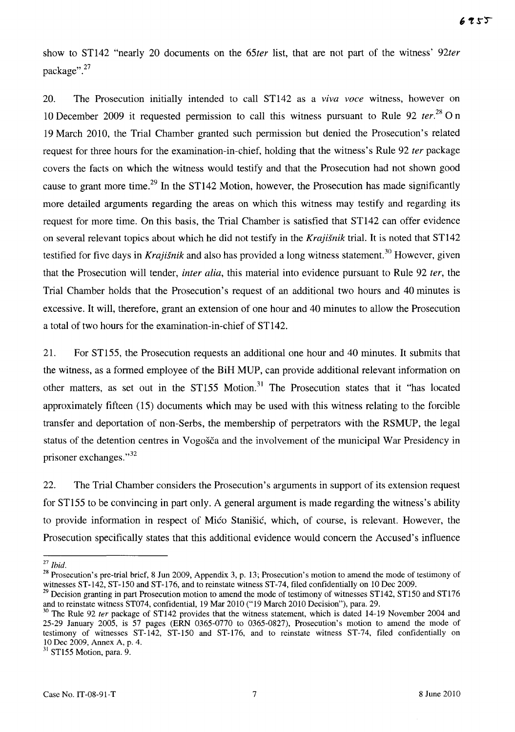show to ST142 "nearly 20 documents on the *65ter* list, that are not part of the witness' *92ter* package".[27]

20. The Prosecution initially intended to call ST142 as a *viva voce* witness, however on 10 December 2009 it requested permission to call this witness pursuant to Rule 92 *ter*.[28] On 19 March 2010, the Trial Chamber granted such permission but denied the Prosecution's related request for three hours for the examination-in-chief, holding that the witness's Rule 92 *ter* package covers the facts on which the witness would testify and that the Prosecution had not shown good cause to grant more time.[29] In the ST142 Motion, however, the Prosecution has made significantly more detailed arguments regarding the areas on which this witness may testify and regarding its request for more time. On this basis, the Trial Chamber is satisfied that ST142 can offer evidence on several relevant topics about which he did not testify in the *Krajišnik* trial. It is noted that ST142 testified for five days in *Krajišnik* and also has provided a long witness statement.[30] However, given that the Prosecution will tender, *inter alia*, this material into evidence pursuant to Rule 92 *ter*, the Trial Chamber holds that the Prosecution's request of an additional two hours and 40 minutes is excessive. It will, therefore, grant an extension of one hour and 40 minutes to allow the Prosecution a total of two hours for the examination-in-chief of ST142.

21. For ST155, the Prosecution requests an additional one hour and 40 minutes. It submits that the witness, as a formed employee of the BiH MUP, can provide additional relevant information on other matters, as set out in the ST155 Motion.[31] The Prosecution states that it "has located approximately fifteen (15) documents which may be used with this witness relating to the forcible transfer and deportation of non-Serbs, the membership of perpetrators with the RSMUP, the legal status of the detention centres in Vogošća and the involvement of the municipal War Presidency in prisoner exchanges."[32]

22. The Trial Chamber considers the Prosecution's arguments in support of its extension request for ST155 to be convincing in part only. A general argument is made regarding the witness's ability to provide information in respect of Mićo Stanišić, which, of course, is relevant. However, the Prosecution specifically states that this additional evidence would concern the Accused's influence

---

[27] *Ibid.*

[28] Prosecution's pre-trial brief, 8 Jun 2009, Appendix 3, p. 13; Prosecution's motion to amend the mode of testimony of witnesses ST-142, ST-150 and ST-176, and to reinstate witness ST-74, filed confidentially on 10 Dec 2009.

[29] Decision granting in part Prosecution motion to amend the mode of testimony of witnesses ST142, ST150 and ST176 and to reinstate witness ST074, confidential, 19 Mar 2010 ("19 March 2010 Decision"), para. 29.

[30] The Rule 92 *ter* package of ST142 provides that the witness statement, which is dated 14-19 November 2004 and 25-29 January 2005, is 57 pages (ERN 0365-0770 to 0365-0827), Prosecution's motion to amend the mode of testimony of witnesses ST-142, ST-150 and ST-176, and to reinstate witness ST-74, filed confidentially on 10 Dec 2009, Annex A, p. 4.

[31] ST155 Motion, para. 9.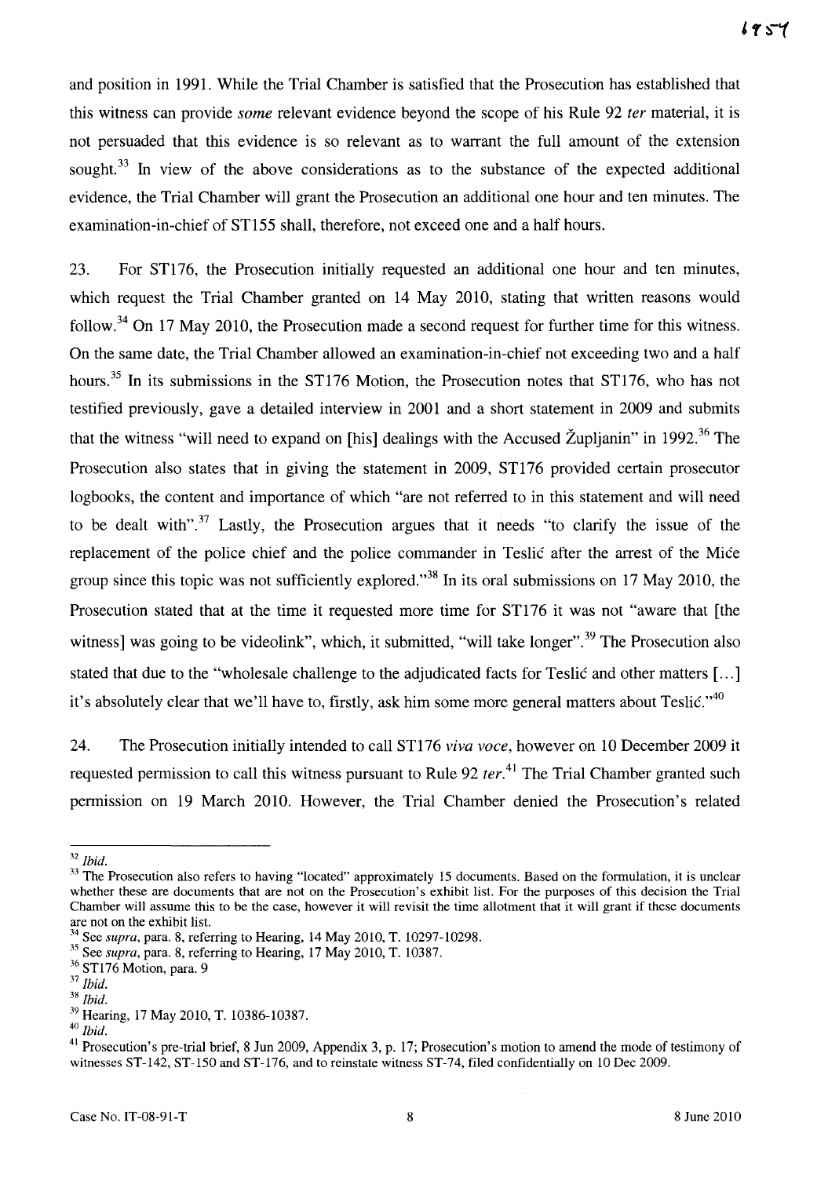and position in 1991. While the Trial Chamber is satisfied that the Prosecution has established that this witness can provide *some* relevant evidence beyond the scope of his Rule 92 *ter* material, it is not persuaded that this evidence is so relevant as to warrant the full amount of the extension sought.[33] In view of the above considerations as to the substance of the expected additional evidence, the Trial Chamber will grant the Prosecution an additional one hour and ten minutes. The examination-in-chief of ST155 shall, therefore, not exceed one and a half hours.

23. For ST176, the Prosecution initially requested an additional one hour and ten minutes, which request the Trial Chamber granted on 14 May 2010, stating that written reasons would follow.[34] On 17 May 2010, the Prosecution made a second request for further time for this witness. On the same date, the Trial Chamber allowed an examination-in-chief not exceeding two and a half hours.[35] In its submissions in the ST176 Motion, the Prosecution notes that ST176, who has not testified previously, gave a detailed interview in 2001 and a short statement in 2009 and submits that the witness "will need to expand on [his] dealings with the Accused Župljanin" in 1992.[36] The Prosecution also states that in giving the statement in 2009, ST176 provided certain prosecutor logbooks, the content and importance of which "are not referred to in this statement and will need to be dealt with".[37] Lastly, the Prosecution argues that it needs "to clarify the issue of the replacement of the police chief and the police commander in Teslić after the arrest of the Miće group since this topic was not sufficiently explored."[38] In its oral submissions on 17 May 2010, the Prosecution stated that at the time it requested more time for ST176 it was not "aware that [the witness] was going to be videolink", which, it submitted, "will take longer".[39] The Prosecution also stated that due to the "wholesale challenge to the adjudicated facts for Teslić and other matters [...] it's absolutely clear that we'll have to, firstly, ask him some more general matters about Teslić."[40]

24. The Prosecution initially intended to call ST176 *viva voce*, however on 10 December 2009 it requested permission to call this witness pursuant to Rule 92 *ter*.[41] The Trial Chamber granted such permission on 19 March 2010. However, the Trial Chamber denied the Prosecution's related

---

[32] *Ibid.*

[33] The Prosecution also refers to having "located" approximately 15 documents. Based on the formulation, it is unclear whether these are documents that are not on the Prosecution's exhibit list. For the purposes of this decision the Trial Chamber will assume this to be the case, however it will revisit the time allotment that it will grant if these documents are not on the exhibit list.

[34] See *supra*, para. 8, referring to Hearing, 14 May 2010, T. 10297-10298.

[35] See *supra*, para. 8, referring to Hearing, 17 May 2010, T. 10387.

[36] ST176 Motion, para. 9

[37] *Ibid.*

[38] *Ibid.*

[39] Hearing, 17 May 2010, T. 10386-10387.

[40] *Ibid.*

[41] Prosecution's pre-trial brief, 8 Jun 2009, Appendix 3, p. 17; Prosecution's motion to amend the mode of testimony of witnesses ST-142, ST-150 and ST-176, and to reinstate witness ST-74, filed confidentially on 10 Dec 2009.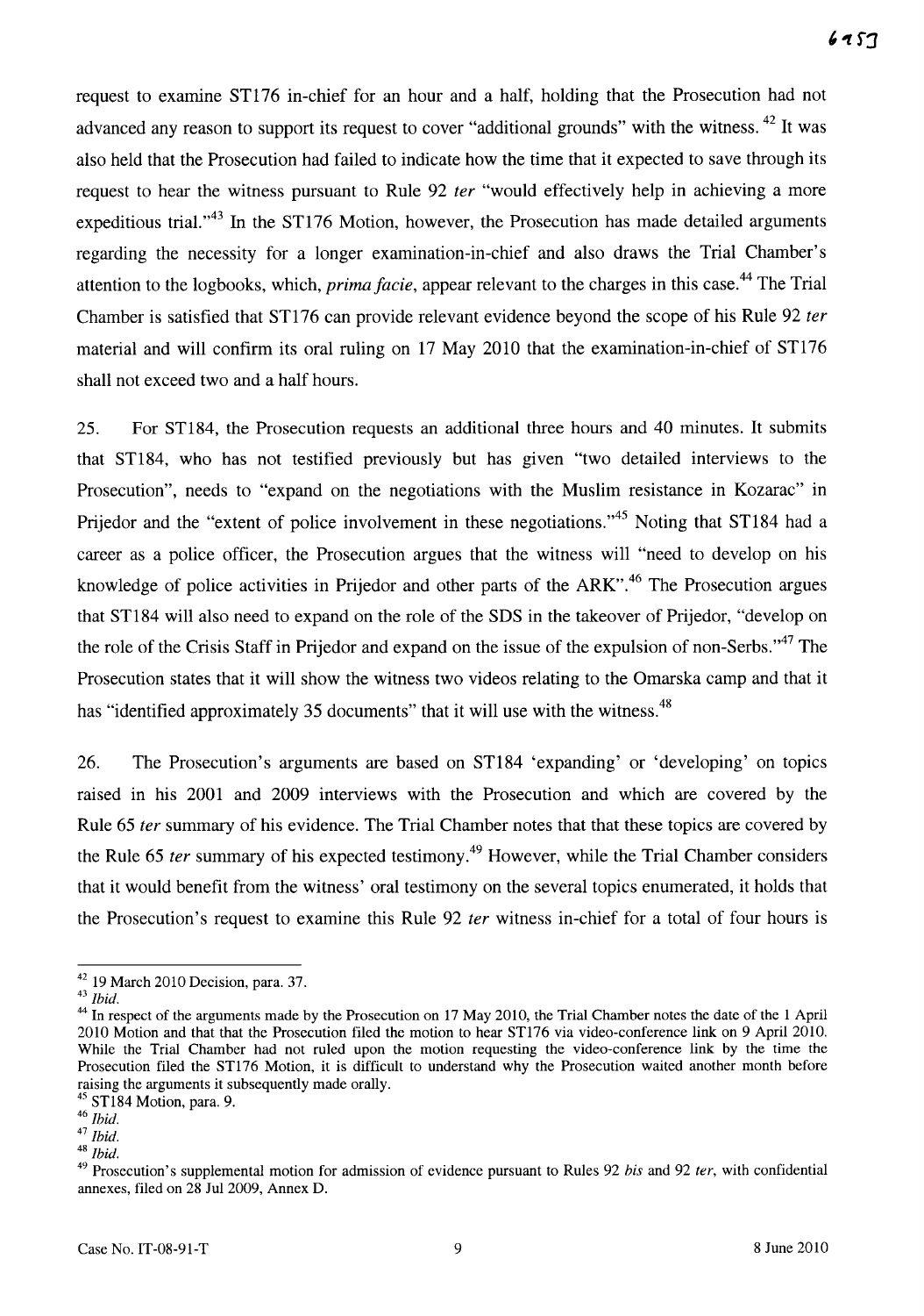request to examine ST176 in-chief for an hour and a half, holding that the Prosecution had not advanced any reason to support its request to cover "additional grounds" with the witness.[42] It was also held that the Prosecution had failed to indicate how the time that it expected to save through its request to hear the witness pursuant to Rule 92 *ter* "would effectively help in achieving a more expeditious trial."[43] In the ST176 Motion, however, the Prosecution has made detailed arguments regarding the necessity for a longer examination-in-chief and also draws the Trial Chamber's attention to the logbooks, which, *prima facie*, appear relevant to the charges in this case.[44] The Trial Chamber is satisfied that ST176 can provide relevant evidence beyond the scope of his Rule 92 *ter* material and will confirm its oral ruling on 17 May 2010 that the examination-in-chief of ST176 shall not exceed two and a half hours.

25. For ST184, the Prosecution requests an additional three hours and 40 minutes. It submits that ST184, who has not testified previously but has given "two detailed interviews to the Prosecution", needs to "expand on the negotiations with the Muslim resistance in Kozarac" in Prijedor and the "extent of police involvement in these negotiations."[45] Noting that ST184 had a career as a police officer, the Prosecution argues that the witness will "need to develop on his knowledge of police activities in Prijedor and other parts of the ARK".[46] The Prosecution argues that ST184 will also need to expand on the role of the SDS in the takeover of Prijedor, "develop on the role of the Crisis Staff in Prijedor and expand on the issue of the expulsion of non-Serbs."[47] The Prosecution states that it will show the witness two videos relating to the Omarska camp and that it has "identified approximately 35 documents" that it will use with the witness.[48]

26. The Prosecution's arguments are based on ST184 'expanding' or 'developing' on topics raised in his 2001 and 2009 interviews with the Prosecution and which are covered by the Rule 65 *ter* summary of his evidence. The Trial Chamber notes that that these topics are covered by the Rule 65 *ter* summary of his expected testimony.[49] However, while the Trial Chamber considers that it would benefit from the witness' oral testimony on the several topics enumerated, it holds that the Prosecution's request to examine this Rule 92 *ter* witness in-chief for a total of four hours is

---

[42] 19 March 2010 Decision, para. 37.

[43] *Ibid.*

[44] In respect of the arguments made by the Prosecution on 17 May 2010, the Trial Chamber notes the date of the 1 April 2010 Motion and that that the Prosecution filed the motion to hear ST176 via video-conference link on 9 April 2010. While the Trial Chamber had not ruled upon the motion requesting the video-conference link by the time the Prosecution filed the ST176 Motion, it is difficult to understand why the Prosecution waited another month before raising the arguments it subsequently made orally.

[45] ST184 Motion, para. 9.

[46] *Ibid.*

[47] *Ibid.*

[48] *Ibid.*

[49] Prosecution's supplemental motion for admission of evidence pursuant to Rules 92 *bis* and 92 *ter*, with confidential annexes, filed on 28 Jul 2009, Annex D.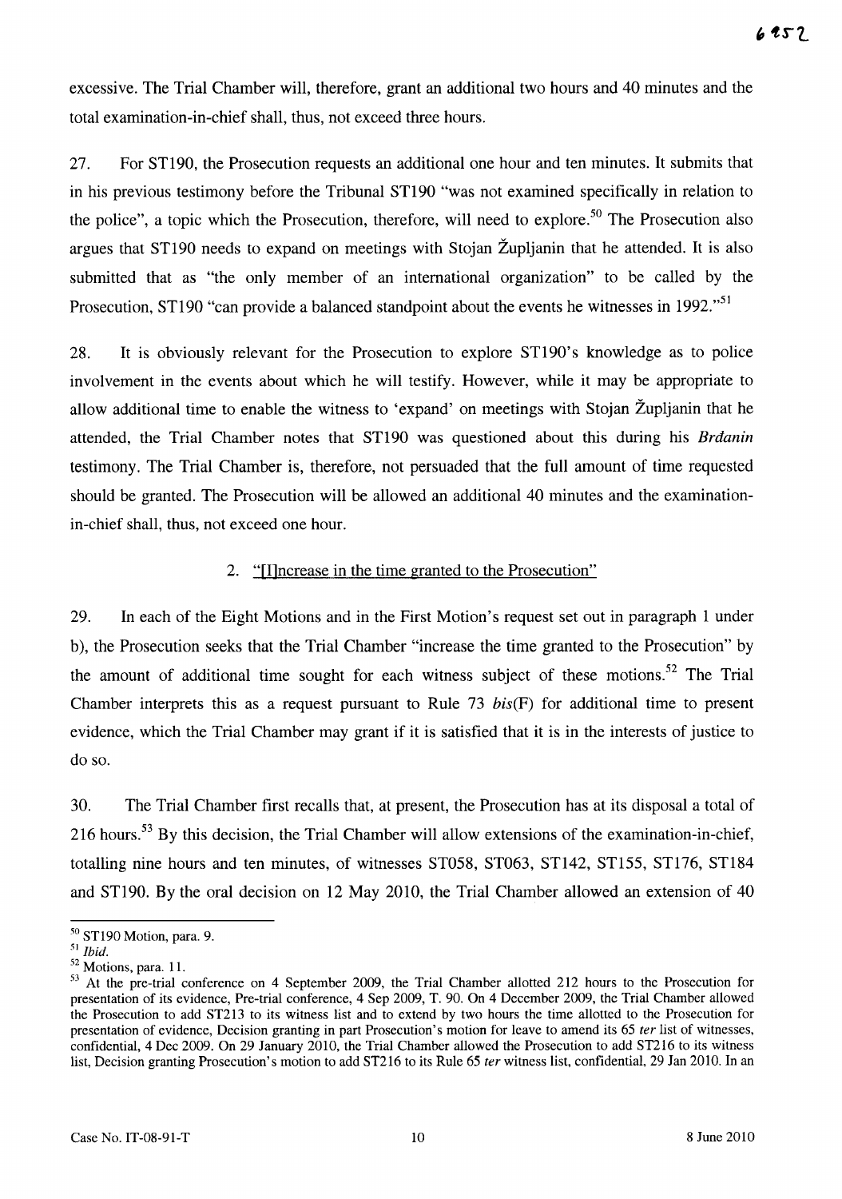excessive. The Trial Chamber will, therefore, grant an additional two hours and 40 minutes and the total examination-in-chief shall, thus, not exceed three hours.

27. For ST190, the Prosecution requests an additional one hour and ten minutes. It submits that in his previous testimony before the Tribunal ST190 "was not examined specifically in relation to the police", a topic which the Prosecution, therefore, will need to explore.[50] The Prosecution also argues that ST190 needs to expand on meetings with Stojan Župljanin that he attended. It is also submitted that as "the only member of an international organization" to be called by the Prosecution, ST190 "can provide a balanced standpoint about the events he witnesses in 1992."[51]

28. It is obviously relevant for the Prosecution to explore ST190's knowledge as to police involvement in the events about which he will testify. However, while it may be appropriate to allow additional time to enable the witness to 'expand' on meetings with Stojan Župljanin that he attended, the Trial Chamber notes that ST190 was questioned about this during his *Brđanin* testimony. The Trial Chamber is, therefore, not persuaded that the full amount of time requested should be granted. The Prosecution will be allowed an additional 40 minutes and the examination-in-chief shall, thus, not exceed one hour.

### 2. "[I]ncrease in the time granted to the Prosecution"

29. In each of the Eight Motions and in the First Motion's request set out in paragraph 1 under b), the Prosecution seeks that the Trial Chamber "increase the time granted to the Prosecution" by the amount of additional time sought for each witness subject of these motions.[52] The Trial Chamber interprets this as a request pursuant to Rule 73 *bis*(F) for additional time to present evidence, which the Trial Chamber may grant if it is satisfied that it is in the interests of justice to do so.

30. The Trial Chamber first recalls that, at present, the Prosecution has at its disposal a total of 216 hours.[53] By this decision, the Trial Chamber will allow extensions of the examination-in-chief, totalling nine hours and ten minutes, of witnesses ST058, ST063, ST142, ST155, ST176, ST184 and ST190. By the oral decision on 12 May 2010, the Trial Chamber allowed an extension of 40

---

[50] ST190 Motion, para. 9.

[51] *Ibid.*

[52] Motions, para. 11.

[53] At the pre-trial conference on 4 September 2009, the Trial Chamber allotted 212 hours to the Prosecution for presentation of its evidence, Pre-trial conference, 4 Sep 2009, T. 90. On 4 December 2009, the Trial Chamber allowed the Prosecution to add ST213 to its witness list and to extend by two hours the time allotted to the Prosecution for presentation of evidence, Decision granting in part Prosecution's motion for leave to amend its 65 *ter* list of witnesses, confidential, 4 Dec 2009. On 29 January 2010, the Trial Chamber allowed the Prosecution to add ST216 to its witness list, Decision granting Prosecution's motion to add ST216 to its Rule 65 *ter* witness list, confidential, 29 Jan 2010. In an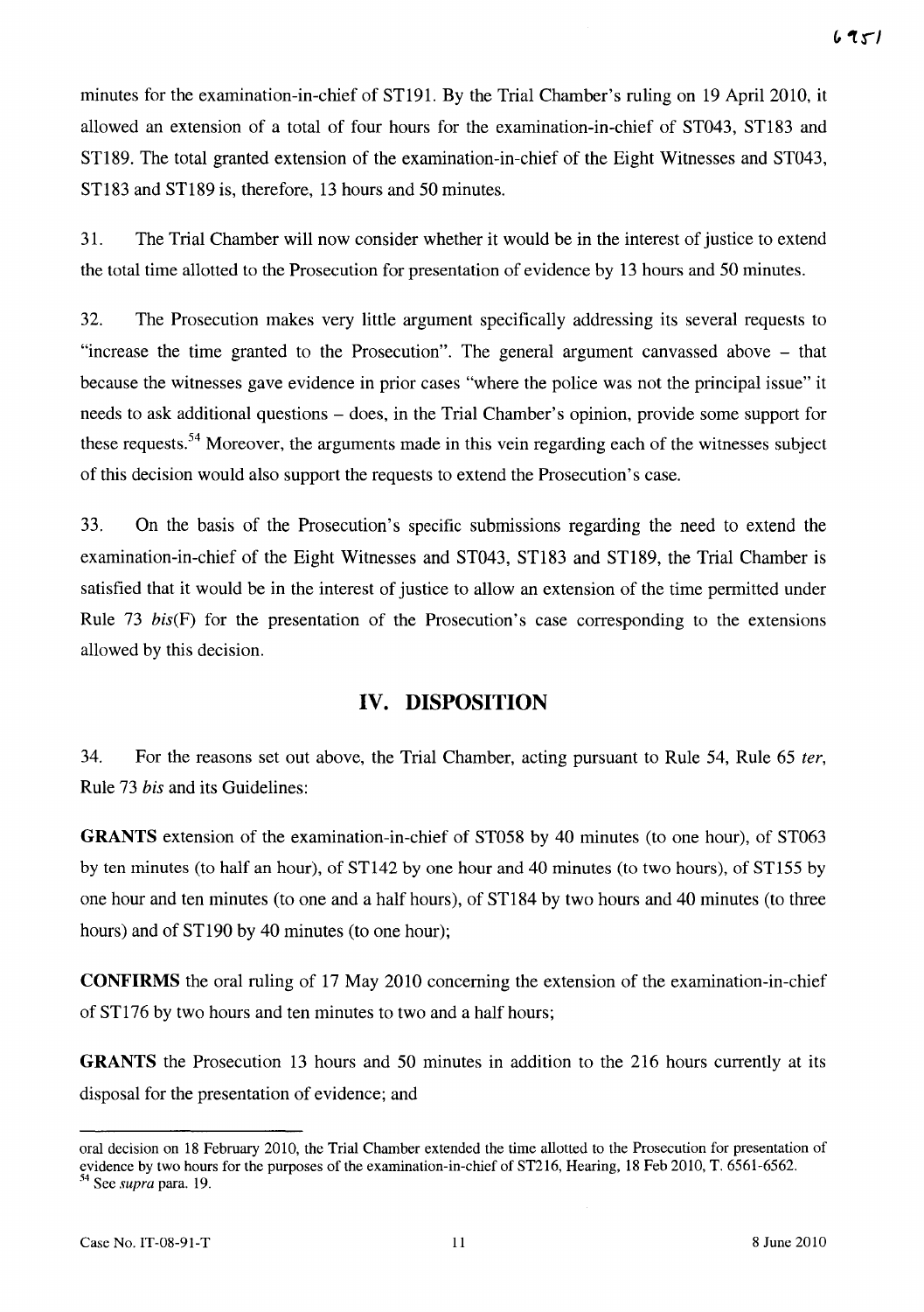minutes for the examination-in-chief of ST191. By the Trial Chamber's ruling on 19 April 2010, it allowed an extension of a total of four hours for the examination-in-chief of ST043, ST183 and ST189. The total granted extension of the examination-in-chief of the Eight Witnesses and ST043, ST183 and ST189 is, therefore, 13 hours and 50 minutes.

31. The Trial Chamber will now consider whether it would be in the interest of justice to extend the total time allotted to the Prosecution for presentation of evidence by 13 hours and 50 minutes.

32. The Prosecution makes very little argument specifically addressing its several requests to "increase the time granted to the Prosecution". The general argument canvassed above – that because the witnesses gave evidence in prior cases "where the police was not the principal issue" it needs to ask additional questions – does, in the Trial Chamber's opinion, provide some support for these requests.[54] Moreover, the arguments made in this vein regarding each of the witnesses subject of this decision would also support the requests to extend the Prosecution's case.

33. On the basis of the Prosecution's specific submissions regarding the need to extend the examination-in-chief of the Eight Witnesses and ST043, ST183 and ST189, the Trial Chamber is satisfied that it would be in the interest of justice to allow an extension of the time permitted under Rule 73 *bis*(F) for the presentation of the Prosecution's case corresponding to the extensions allowed by this decision.

## IV. DISPOSITION

34. For the reasons set out above, the Trial Chamber, acting pursuant to Rule 54, Rule 65 *ter*, Rule 73 *bis* and its Guidelines:

**GRANTS** extension of the examination-in-chief of ST058 by 40 minutes (to one hour), of ST063 by ten minutes (to half an hour), of ST142 by one hour and 40 minutes (to two hours), of ST155 by one hour and ten minutes (to one and a half hours), of ST184 by two hours and 40 minutes (to three hours) and of ST190 by 40 minutes (to one hour);

**CONFIRMS** the oral ruling of 17 May 2010 concerning the extension of the examination-in-chief of ST176 by two hours and ten minutes to two and a half hours;

**GRANTS** the Prosecution 13 hours and 50 minutes in addition to the 216 hours currently at its disposal for the presentation of evidence; and

---

oral decision on 18 February 2010, the Trial Chamber extended the time allotted to the Prosecution for presentation of evidence by two hours for the purposes of the examination-in-chief of ST216, Hearing, 18 Feb 2010, T. 6561-6562.

[54] See *supra* para. 19.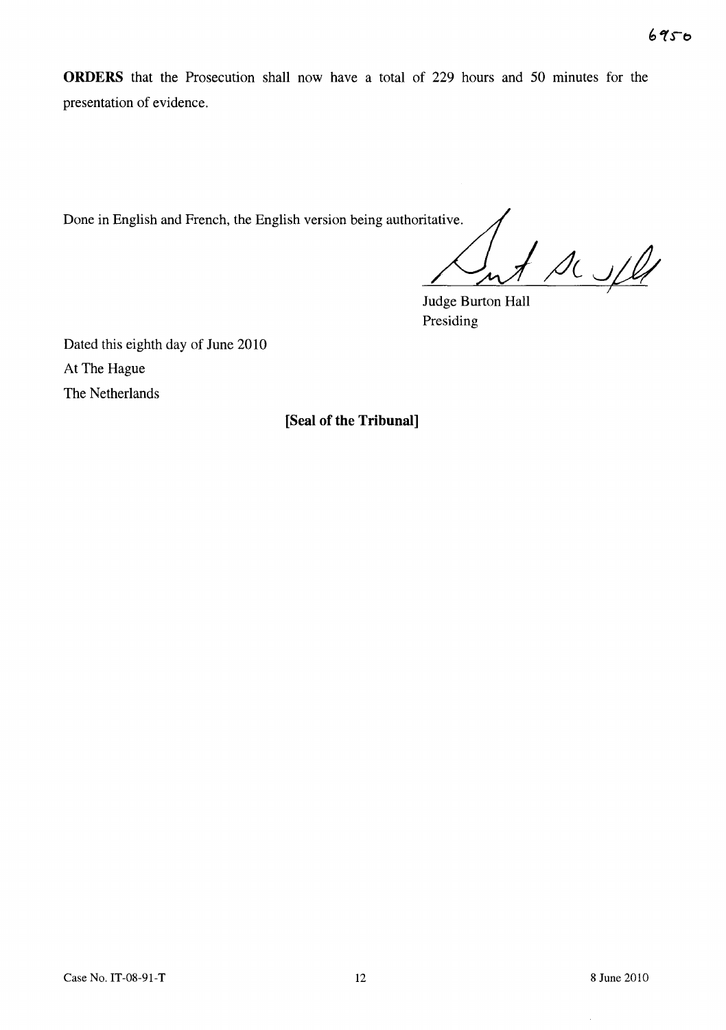**ORDERS** that the Prosecution shall now have a total of 229 hours and 50 minutes for the presentation of evidence.

Done in English and French, the English version being authoritative.

Judge Burton Hall
Presiding

Dated this eighth day of June 2010
At The Hague
The Netherlands

**[Seal of the Tribunal]**